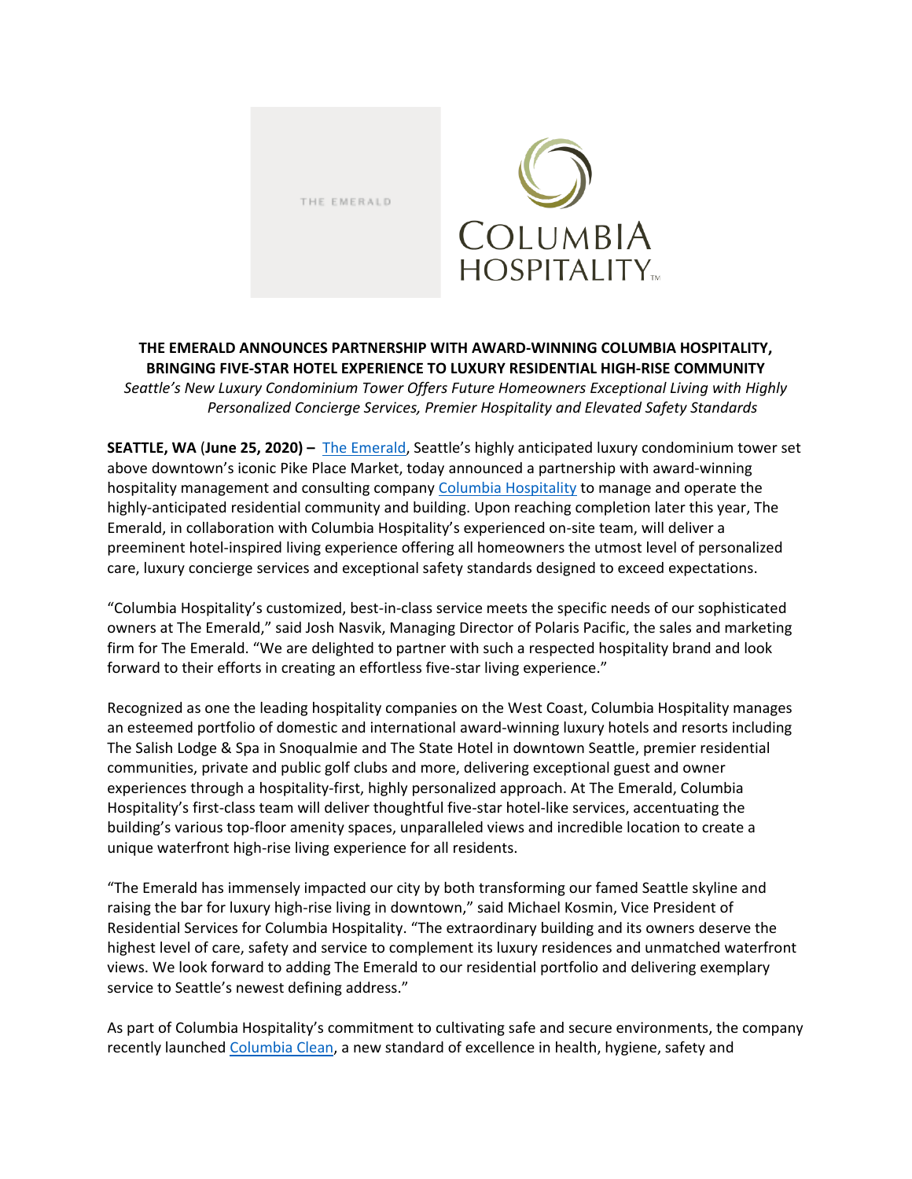THE EMERALD

COLUMBIA HOSPITALITY™

**THE EMERALD ANNOUNCES PARTNERSHIP WITH AWARD-WINNING COLUMBIA HOSPITALITY, BRINGING FIVE-STAR HOTEL EXPERIENCE TO LUXURY RESIDENTIAL HIGH-RISE COMMUNITY**

*Seattle's New Luxury Condominium Tower Offers Future Homeowners Exceptional Living with Highly Personalized Concierge Services, Premier Hospitality and Elevated Safety Standards*

**SEATTLE, WA** (**June 25, 2020**) **–** The Emerald, Seattle's highly anticipated luxury condominium tower set above downtown's iconic Pike Place Market, today announced a partnership with award-winning hospitality management and consulting company Columbia Hospitality to manage and operate the highly-anticipated residential community and building. Upon reaching completion later this year, The Emerald, in collaboration with Columbia Hospitality's experienced on-site team, will deliver a preeminent hotel-inspired living experience offering all homeowners the utmost level of personalized care, luxury concierge services and exceptional safety standards designed to exceed expectations.

"Columbia Hospitality's customized, best-in-class service meets the specific needs of our sophisticated owners at The Emerald," said Josh Nasvik, Managing Director of Polaris Pacific, the sales and marketing firm for The Emerald. "We are delighted to partner with such a respected hospitality brand and look forward to their efforts in creating an effortless five-star living experience."

Recognized as one the leading hospitality companies on the West Coast, Columbia Hospitality manages an esteemed portfolio of domestic and international award-winning luxury hotels and resorts including The Salish Lodge & Spa in Snoqualmie and The State Hotel in downtown Seattle, premier residential communities, private and public golf clubs and more, delivering exceptional guest and owner experiences through a hospitality-first, highly personalized approach. At The Emerald, Columbia Hospitality's first-class team will deliver thoughtful five-star hotel-like services, accentuating the building's various top-floor amenity spaces, unparalleled views and incredible location to create a unique waterfront high-rise living experience for all residents.

"The Emerald has immensely impacted our city by both transforming our famed Seattle skyline and raising the bar for luxury high-rise living in downtown," said Michael Kosmin, Vice President of Residential Services for Columbia Hospitality. "The extraordinary building and its owners deserve the highest level of care, safety and service to complement its luxury residences and unmatched waterfront views. We look forward to adding The Emerald to our residential portfolio and delivering exemplary service to Seattle's newest defining address."

As part of Columbia Hospitality's commitment to cultivating safe and secure environments, the company recently launched Columbia Clean, a new standard of excellence in health, hygiene, safety and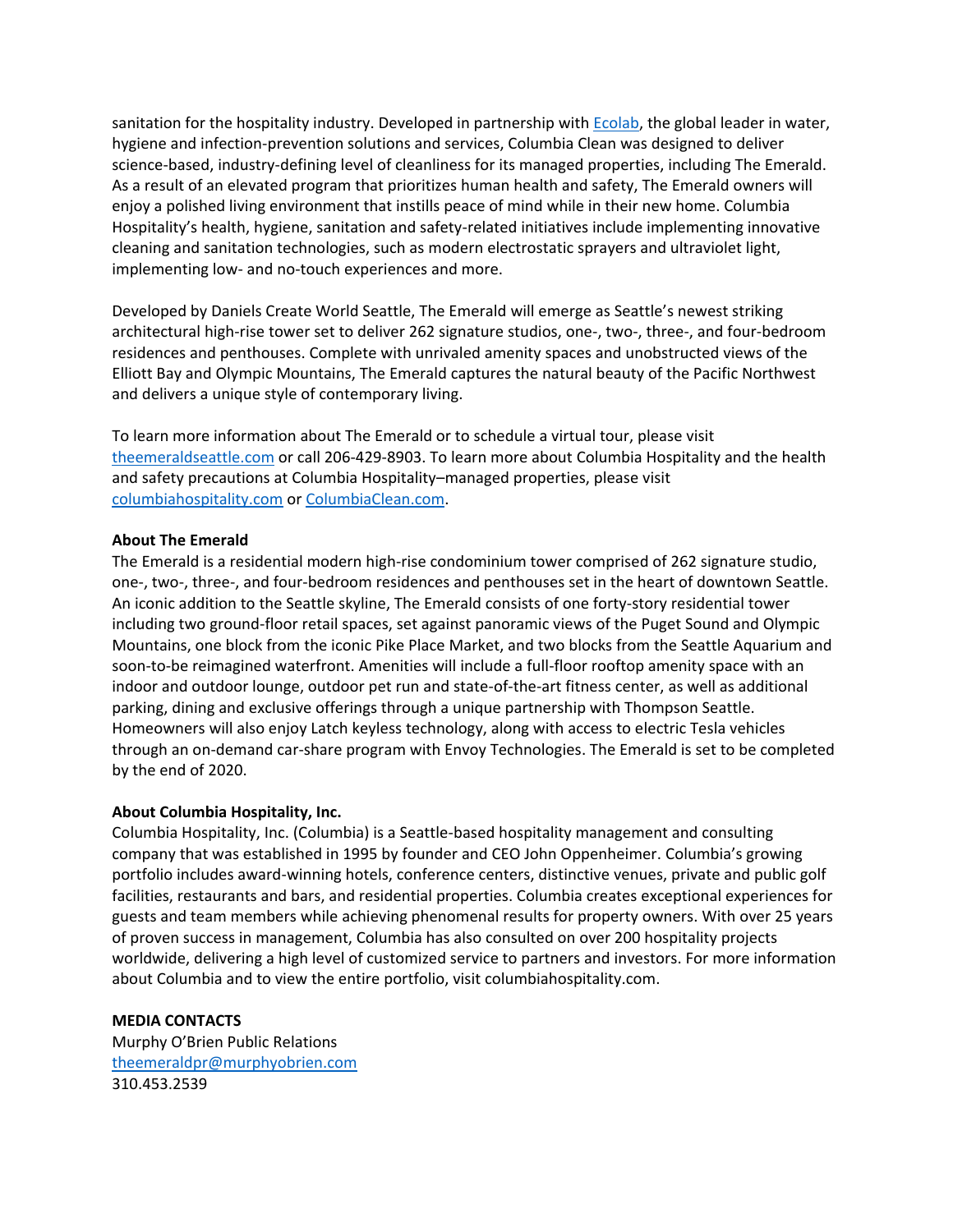sanitation for the hospitality industry. Developed in partnership with [Ecolab](), the global leader in water, hygiene and infection-prevention solutions and services, Columbia Clean was designed to deliver science-based, industry-defining level of cleanliness for its managed properties, including The Emerald. As a result of an elevated program that prioritizes human health and safety, The Emerald owners will enjoy a polished living environment that instills peace of mind while in their new home. Columbia Hospitality's health, hygiene, sanitation and safety-related initiatives include implementing innovative cleaning and sanitation technologies, such as modern electrostatic sprayers and ultraviolet light, implementing low- and no-touch experiences and more.

Developed by Daniels Create World Seattle, The Emerald will emerge as Seattle's newest striking architectural high-rise tower set to deliver 262 signature studios, one-, two-, three-, and four-bedroom residences and penthouses. Complete with unrivaled amenity spaces and unobstructed views of the Elliott Bay and Olympic Mountains, The Emerald captures the natural beauty of the Pacific Northwest and delivers a unique style of contemporary living.

To learn more information about The Emerald or to schedule a virtual tour, please visit theemeraldseattle.com or call 206-429-8903. To learn more about Columbia Hospitality and the health and safety precautions at Columbia Hospitality–managed properties, please visit columbiahospitality.com or ColumbiaClean.com.

**About The Emerald**

The Emerald is a residential modern high-rise condominium tower comprised of 262 signature studio, one-, two-, three-, and four-bedroom residences and penthouses set in the heart of downtown Seattle. An iconic addition to the Seattle skyline, The Emerald consists of one forty-story residential tower including two ground-floor retail spaces, set against panoramic views of the Puget Sound and Olympic Mountains, one block from the iconic Pike Place Market, and two blocks from the Seattle Aquarium and soon-to-be reimagined waterfront. Amenities will include a full-floor rooftop amenity space with an indoor and outdoor lounge, outdoor pet run and state-of-the-art fitness center, as well as additional parking, dining and exclusive offerings through a unique partnership with Thompson Seattle. Homeowners will also enjoy Latch keyless technology, along with access to electric Tesla vehicles through an on-demand car-share program with Envoy Technologies. The Emerald is set to be completed by the end of 2020.

**About Columbia Hospitality, Inc.**

Columbia Hospitality, Inc. (Columbia) is a Seattle-based hospitality management and consulting company that was established in 1995 by founder and CEO John Oppenheimer. Columbia's growing portfolio includes award-winning hotels, conference centers, distinctive venues, private and public golf facilities, restaurants and bars, and residential properties. Columbia creates exceptional experiences for guests and team members while achieving phenomenal results for property owners. With over 25 years of proven success in management, Columbia has also consulted on over 200 hospitality projects worldwide, delivering a high level of customized service to partners and investors. For more information about Columbia and to view the entire portfolio, visit columbiahospitality.com.

**MEDIA CONTACTS**

Murphy O'Brien Public Relations
theemeraldpr@murphyobrien.com
310.453.2539